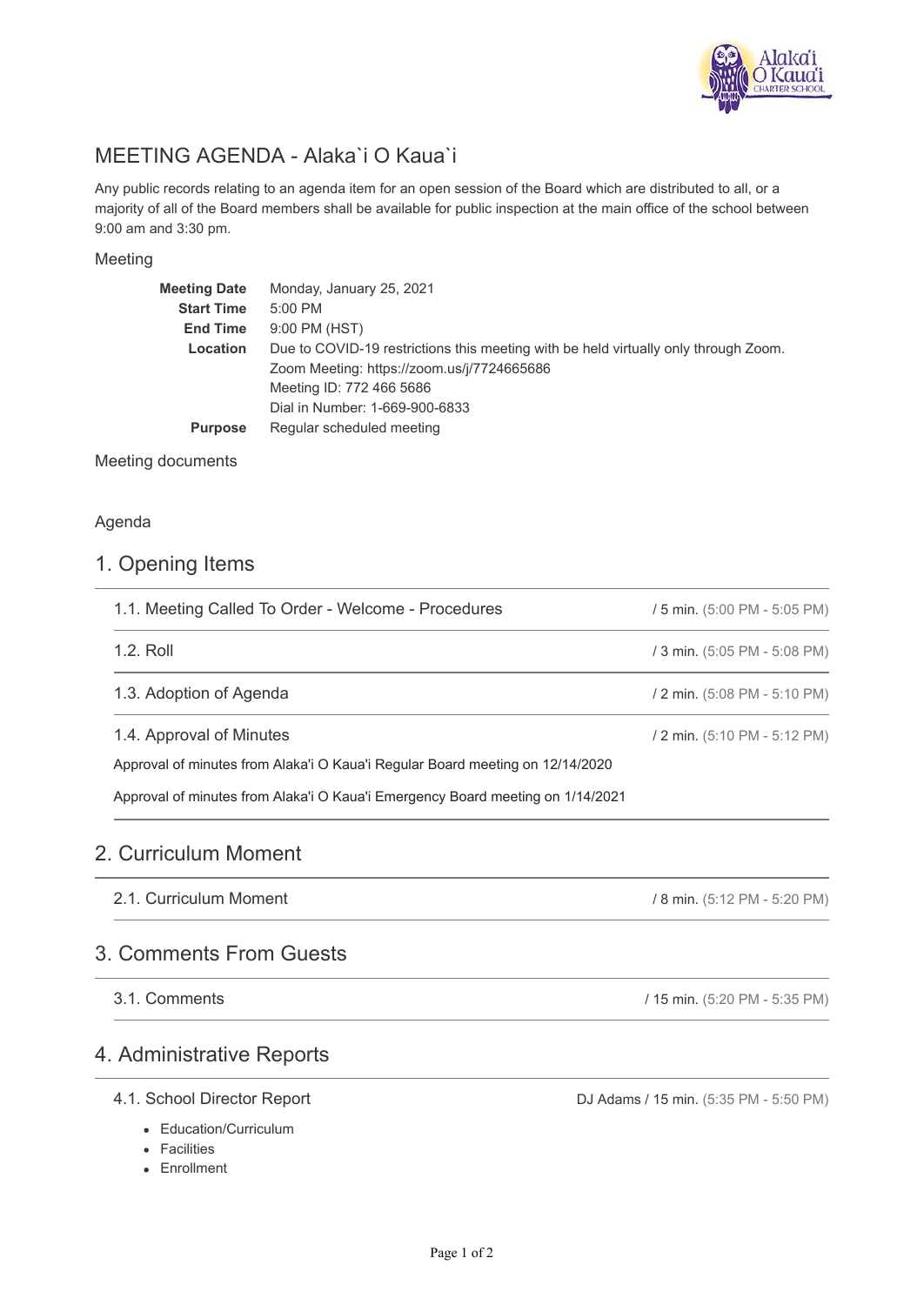# MEETING AGENDA - Alaka`i O Kaua`i

Any public records relating to an agenda item for an open session of the Board which are distributed to all, or a majority of all of the Board members shall be available for public inspection at the main office of the school between 9:00 am and 3:30 pm.

## Meeting

| | |
|---|---|
| **Meeting Date** | Monday, January 25, 2021 |
| **Start Time** | 5:00 PM |
| **End Time** | 9:00 PM (HST) |
| **Location** | Due to COVID-19 restrictions this meeting with be held virtually only through Zoom.<br>Zoom Meeting: https://zoom.us/j/7724665686<br>Meeting ID: 772 466 5686<br>Dial in Number: 1-669-900-6833 |
| **Purpose** | Regular scheduled meeting |

## Meeting documents

## Agenda

## 1. Opening Items

### 1.1. Meeting Called To Order - Welcome - Procedures

/ 5 min. (5:00 PM - 5:05 PM)

### 1.2. Roll

/ 3 min. (5:05 PM - 5:08 PM)

### 1.3. Adoption of Agenda

/ 2 min. (5:08 PM - 5:10 PM)

### 1.4. Approval of Minutes

/ 2 min. (5:10 PM - 5:12 PM)

Approval of minutes from Alaka'i O Kaua'i Regular Board meeting on 12/14/2020

Approval of minutes from Alaka'i O Kaua'i Emergency Board meeting on 1/14/2021

## 2. Curriculum Moment

### 2.1. Curriculum Moment

/ 8 min. (5:12 PM - 5:20 PM)

## 3. Comments From Guests

### 3.1. Comments

/ 15 min. (5:20 PM - 5:35 PM)

## 4. Administrative Reports

### 4.1. School Director Report

DJ Adams / 15 min. (5:35 PM - 5:50 PM)

- Education/Curriculum
- Facilities
- Enrollment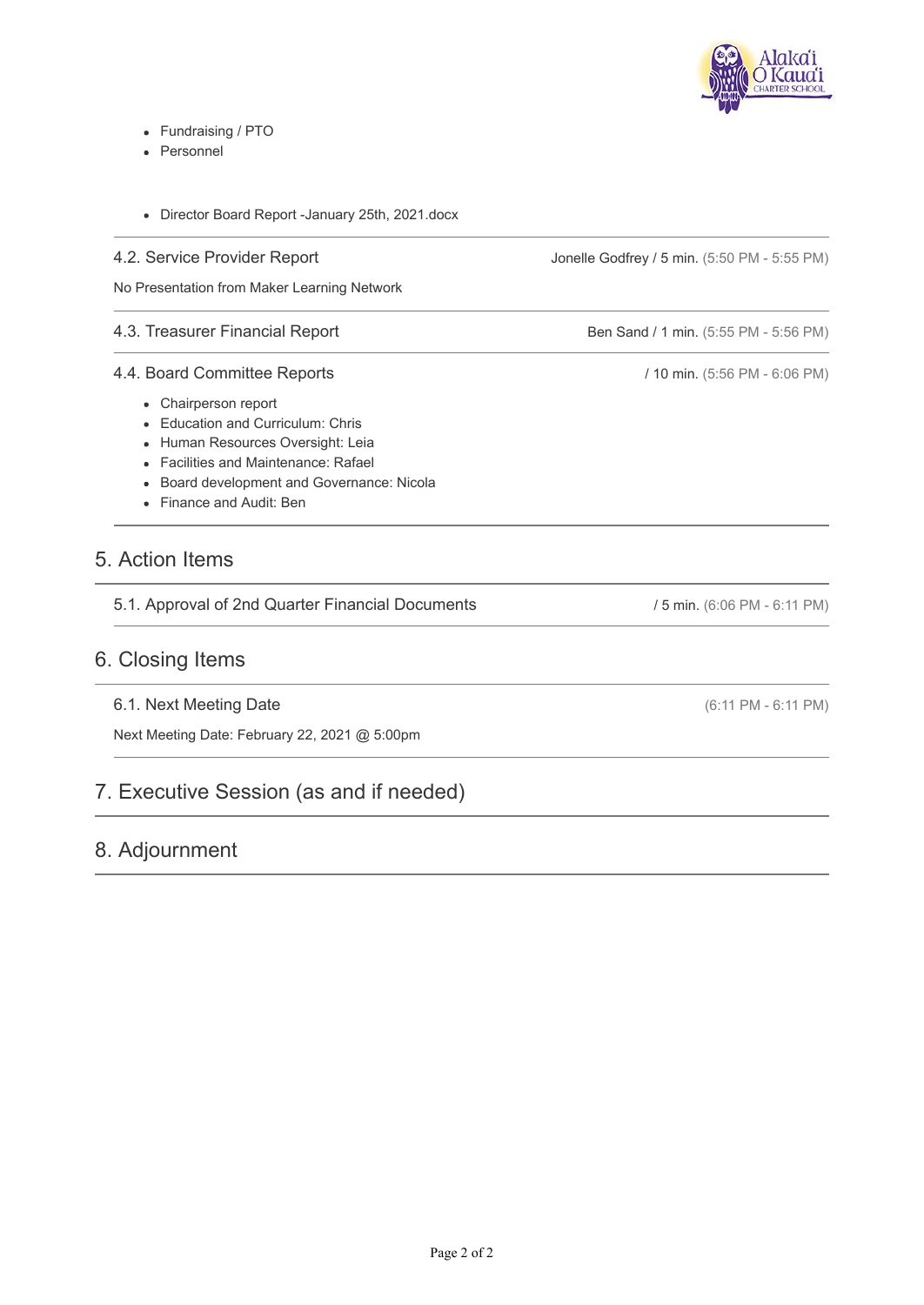- Fundraising / PTO
- Personnel

- Director Board Report -January 25th, 2021.docx

### 4.2. Service Provider Report

Jonelle Godfrey / 5 min. (5:50 PM - 5:55 PM)

No Presentation from Maker Learning Network

### 4.3. Treasurer Financial Report

Ben Sand / 1 min. (5:55 PM - 5:56 PM)

### 4.4. Board Committee Reports

/ 10 min. (5:56 PM - 6:06 PM)

- Chairperson report
- Education and Curriculum: Chris
- Human Resources Oversight: Leia
- Facilities and Maintenance: Rafael
- Board development and Governance: Nicola
- Finance and Audit: Ben

## 5. Action Items

### 5.1. Approval of 2nd Quarter Financial Documents

/ 5 min. (6:06 PM - 6:11 PM)

## 6. Closing Items

### 6.1. Next Meeting Date

(6:11 PM - 6:11 PM)

Next Meeting Date: February 22, 2021 @ 5:00pm

## 7. Executive Session (as and if needed)

## 8. Adjournment